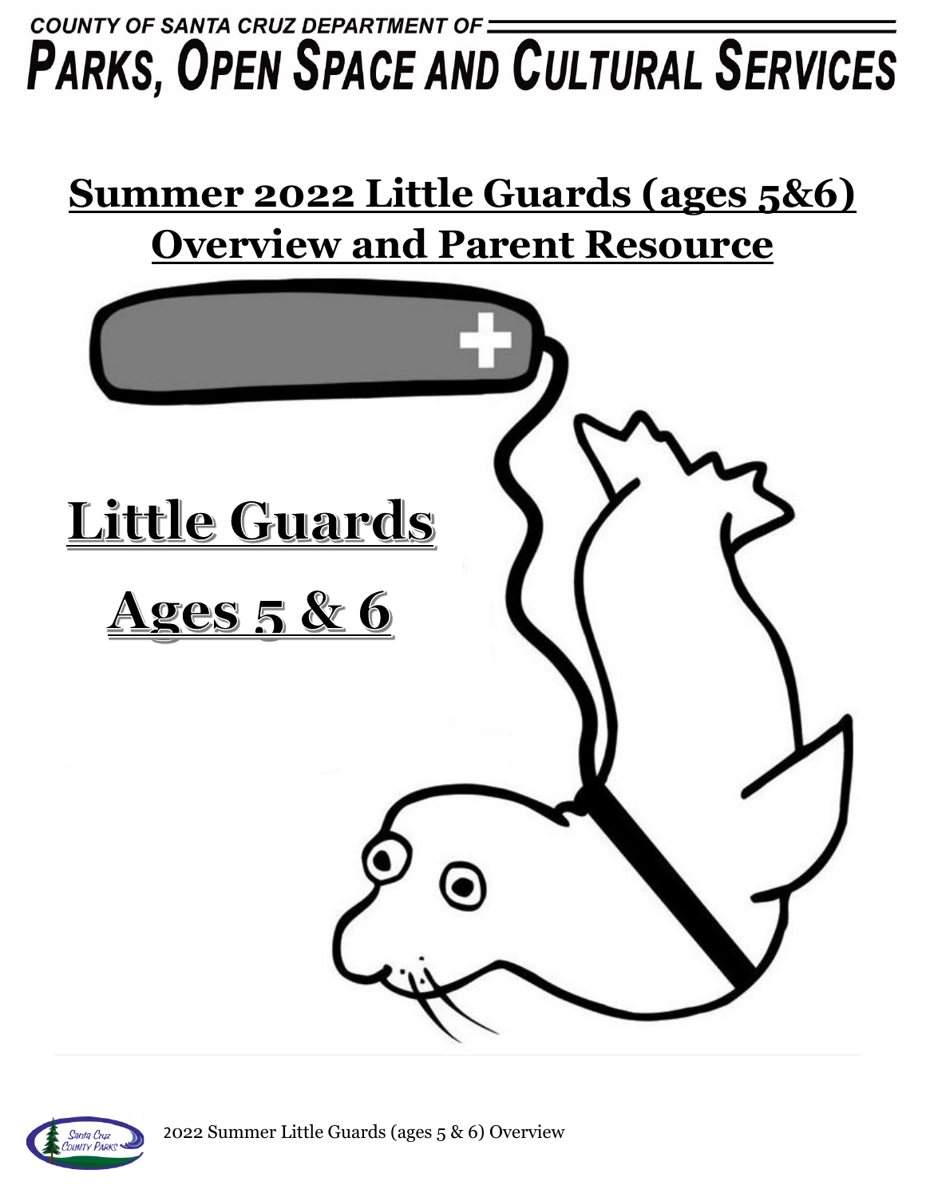COUNTY OF SANTA CRUZ DEPARTMENT OF

# PARKS, OPEN SPACE AND CULTURAL SERVICES

## Summer 2022 Little Guards (ages 5&6) Overview and Parent Resource

**Little Guards**

**Ages 5 & 6**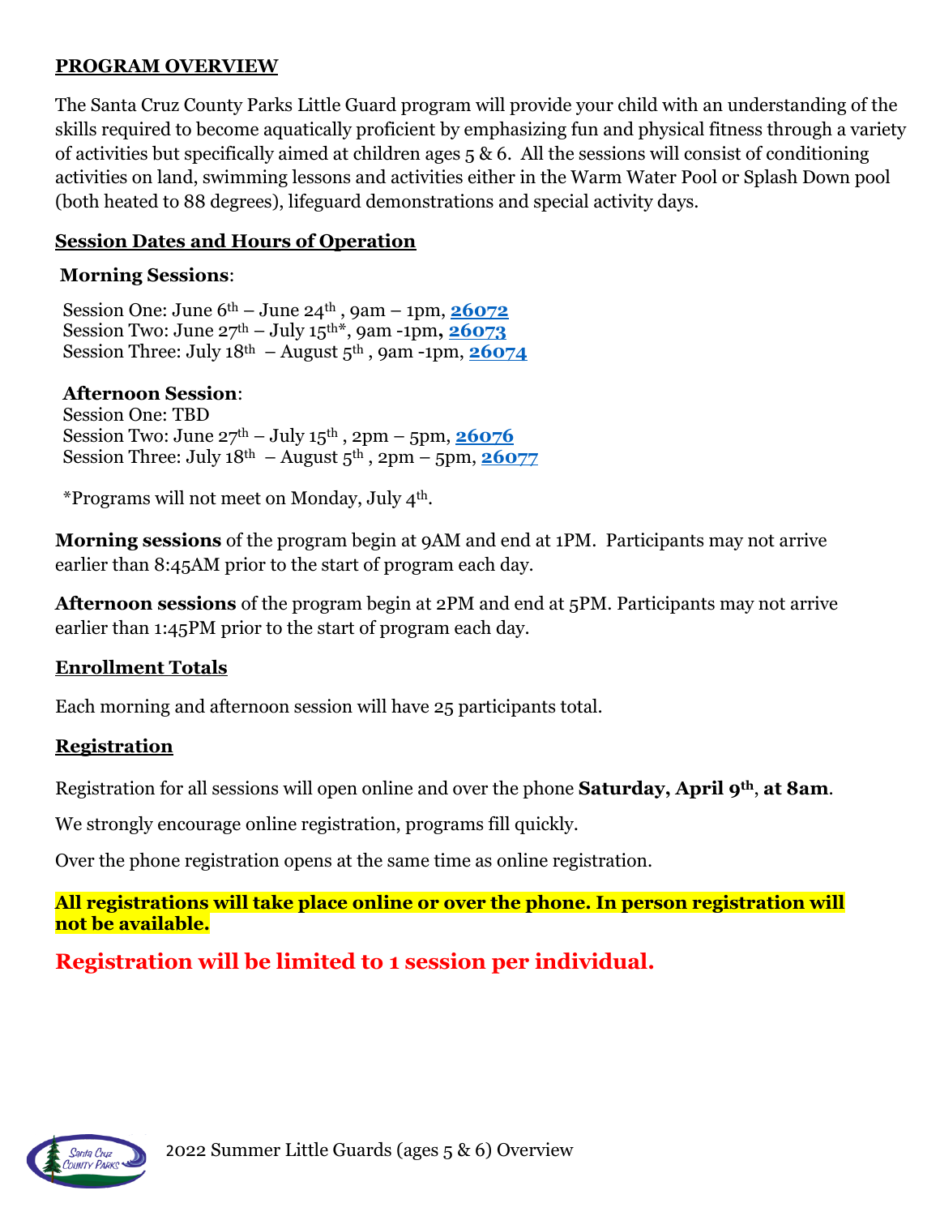## PROGRAM OVERVIEW

The Santa Cruz County Parks Little Guard program will provide your child with an understanding of the skills required to become aquatically proficient by emphasizing fun and physical fitness through a variety of activities but specifically aimed at children ages 5 & 6. All the sessions will consist of conditioning activities on land, swimming lessons and activities either in the Warm Water Pool or Splash Down pool (both heated to 88 degrees), lifeguard demonstrations and special activity days.

## Session Dates and Hours of Operation

**Morning Sessions**:

Session One: June 6th – June 24th, 9am – 1pm, **26072**
Session Two: June 27th – July 15th*, 9am -1pm, **26073**
Session Three: July 18th – August 5th, 9am -1pm, **26074**

**Afternoon Session**:

Session One: TBD
Session Two: June 27th – July 15th, 2pm – 5pm, **26076**
Session Three: July 18th – August 5th, 2pm – 5pm, **26077**

*Programs will not meet on Monday, July 4th.

**Morning sessions** of the program begin at 9AM and end at 1PM. Participants may not arrive earlier than 8:45AM prior to the start of program each day.

**Afternoon sessions** of the program begin at 2PM and end at 5PM. Participants may not arrive earlier than 1:45PM prior to the start of program each day.

## Enrollment Totals

Each morning and afternoon session will have 25 participants total.

## Registration

Registration for all sessions will open online and over the phone **Saturday, April 9th, at 8am**.

We strongly encourage online registration, programs fill quickly.

Over the phone registration opens at the same time as online registration.

**All registrations will take place online or over the phone. In person registration will not be available.**

**Registration will be limited to 1 session per individual.**

2022 Summer Little Guards (ages 5 & 6) Overview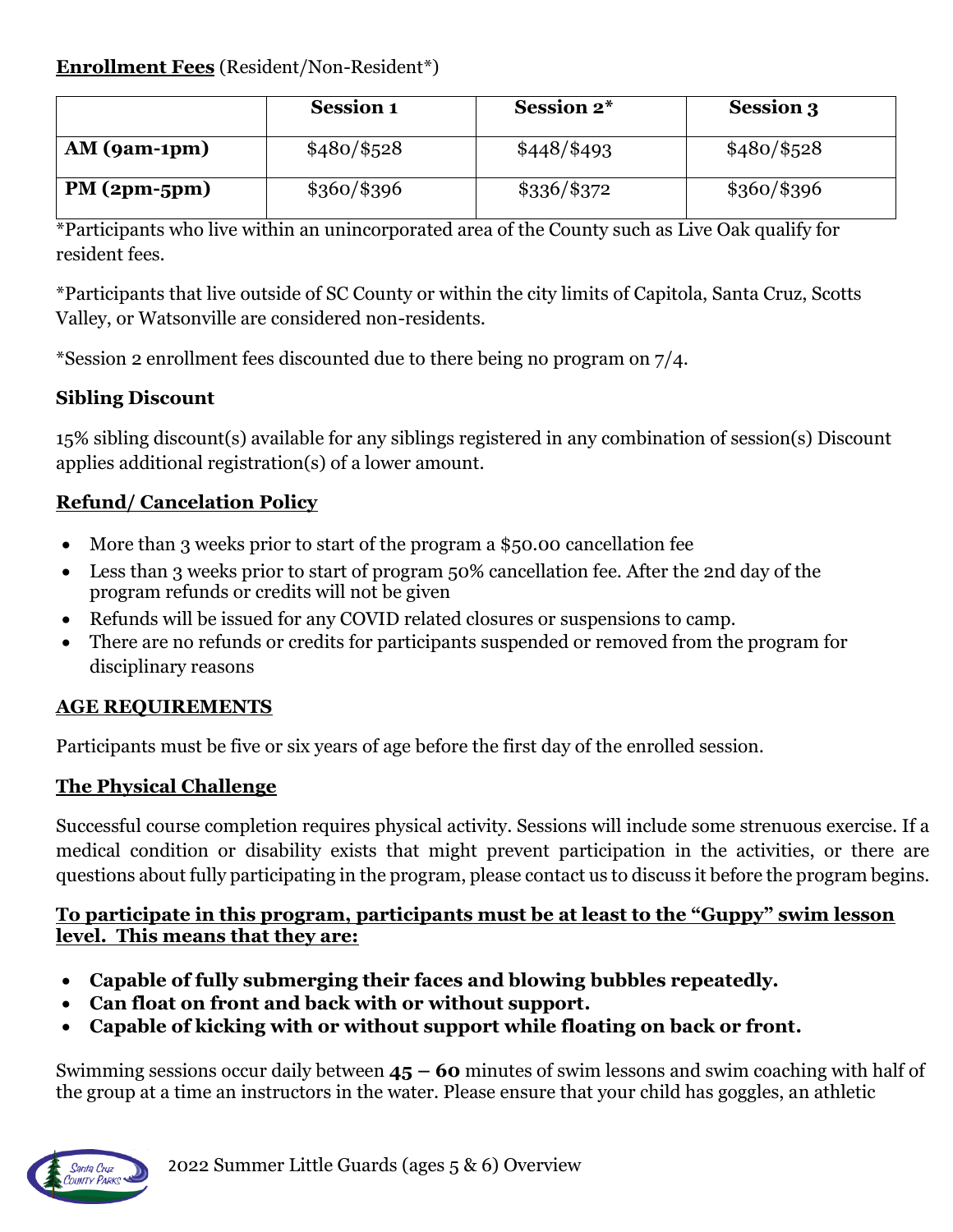**Enrollment Fees** (Resident/Non-Resident*)

| | Session 1 | Session 2* | Session 3 |
|---|---|---|---|
| **AM (9am-1pm)** | $480/$528 | $448/$493 | $480/$528 |
| **PM (2pm-5pm)** | $360/$396 | $336/$372 | $360/$396 |

*Participants who live within an unincorporated area of the County such as Live Oak qualify for resident fees.

*Participants that live outside of SC County or within the city limits of Capitola, Santa Cruz, Scotts Valley, or Watsonville are considered non-residents.

*Session 2 enrollment fees discounted due to there being no program on 7/4.

### Sibling Discount

15% sibling discount(s) available for any siblings registered in any combination of session(s) Discount applies additional registration(s) of a lower amount.

### Refund/ Cancelation Policy

- More than 3 weeks prior to start of the program a $50.00 cancellation fee
- Less than 3 weeks prior to start of program 50% cancellation fee. After the 2nd day of the program refunds or credits will not be given
- Refunds will be issued for any COVID related closures or suspensions to camp.
- There are no refunds or credits for participants suspended or removed from the program for disciplinary reasons

### AGE REQUIREMENTS

Participants must be five or six years of age before the first day of the enrolled session.

### The Physical Challenge

Successful course completion requires physical activity. Sessions will include some strenuous exercise. If a medical condition or disability exists that might prevent participation in the activities, or there are questions about fully participating in the program, please contact us to discuss it before the program begins.

**To participate in this program, participants must be at least to the "Guppy" swim lesson level. This means that they are:**

- **Capable of fully submerging their faces and blowing bubbles repeatedly.**
- **Can float on front and back with or without support.**
- **Capable of kicking with or without support while floating on back or front.**

Swimming sessions occur daily between **45 – 60** minutes of swim lessons and swim coaching with half of the group at a time an instructors in the water. Please ensure that your child has goggles, an athletic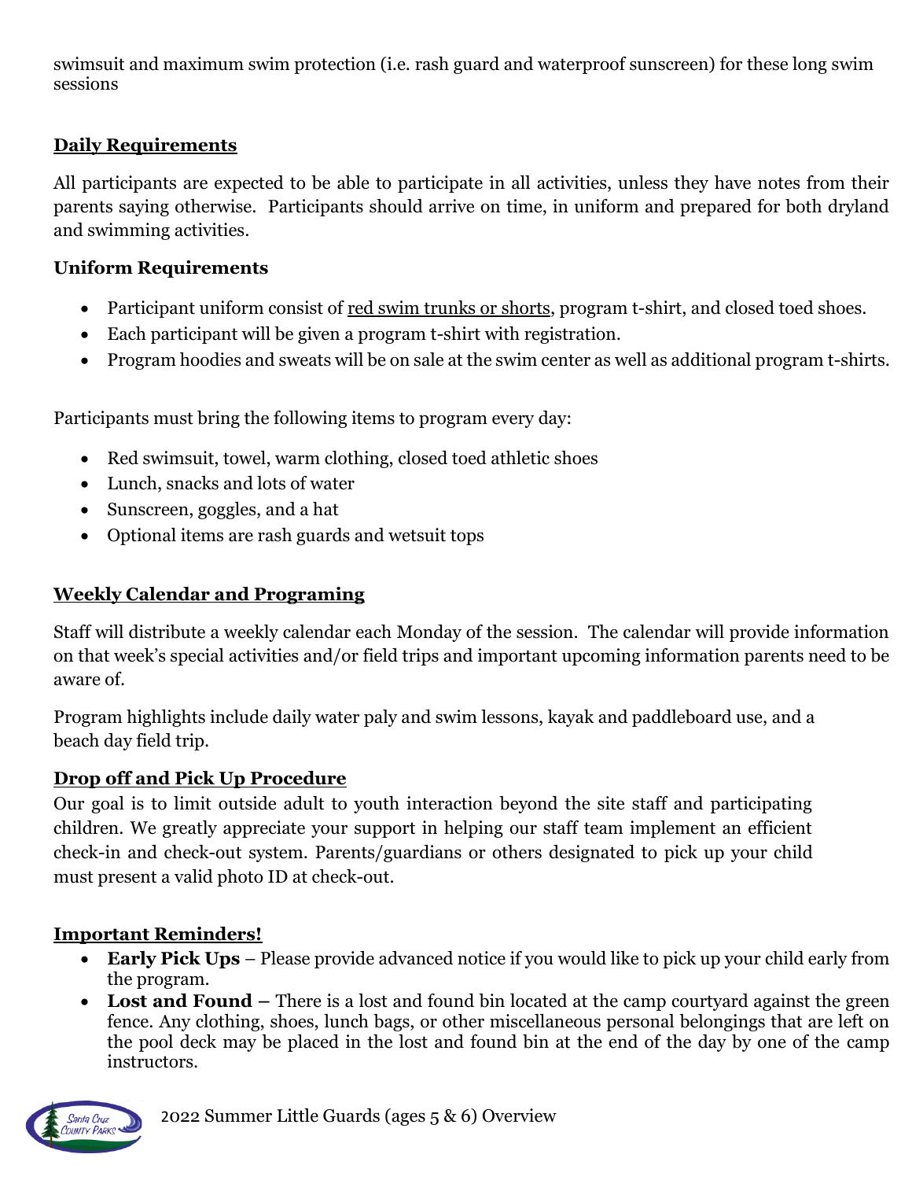swimsuit and maximum swim protection (i.e. rash guard and waterproof sunscreen) for these long swim sessions

## Daily Requirements

All participants are expected to be able to participate in all activities, unless they have notes from their parents saying otherwise. Participants should arrive on time, in uniform and prepared for both dryland and swimming activities.

### Uniform Requirements

- Participant uniform consist of red swim trunks or shorts, program t-shirt, and closed toed shoes.
- Each participant will be given a program t-shirt with registration.
- Program hoodies and sweats will be on sale at the swim center as well as additional program t-shirts.

Participants must bring the following items to program every day:

- Red swimsuit, towel, warm clothing, closed toed athletic shoes
- Lunch, snacks and lots of water
- Sunscreen, goggles, and a hat
- Optional items are rash guards and wetsuit tops

## Weekly Calendar and Programing

Staff will distribute a weekly calendar each Monday of the session. The calendar will provide information on that week's special activities and/or field trips and important upcoming information parents need to be aware of.

Program highlights include daily water paly and swim lessons, kayak and paddleboard use, and a beach day field trip.

## Drop off and Pick Up Procedure

Our goal is to limit outside adult to youth interaction beyond the site staff and participating children. We greatly appreciate your support in helping our staff team implement an efficient check-in and check-out system. Parents/guardians or others designated to pick up your child must present a valid photo ID at check-out.

## Important Reminders!

- **Early Pick Ups** – Please provide advanced notice if you would like to pick up your child early from the program.
- **Lost and Found –** There is a lost and found bin located at the camp courtyard against the green fence. Any clothing, shoes, lunch bags, or other miscellaneous personal belongings that are left on the pool deck may be placed in the lost and found bin at the end of the day by one of the camp instructors.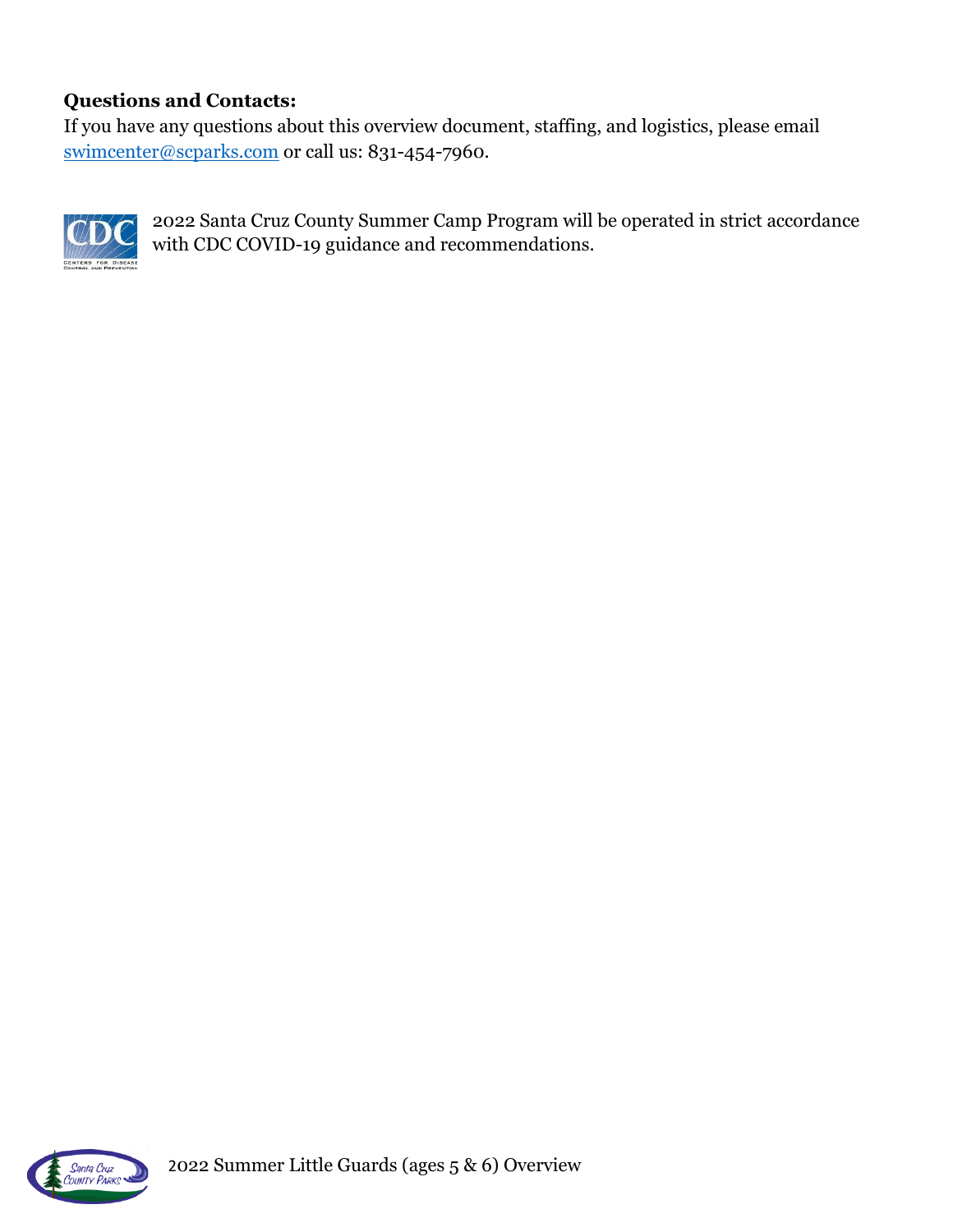**Questions and Contacts:**

If you have any questions about this overview document, staffing, and logistics, please email swimcenter@scparks.com or call us: 831-454-7960.

2022 Santa Cruz County Summer Camp Program will be operated in strict accordance with CDC COVID-19 guidance and recommendations.